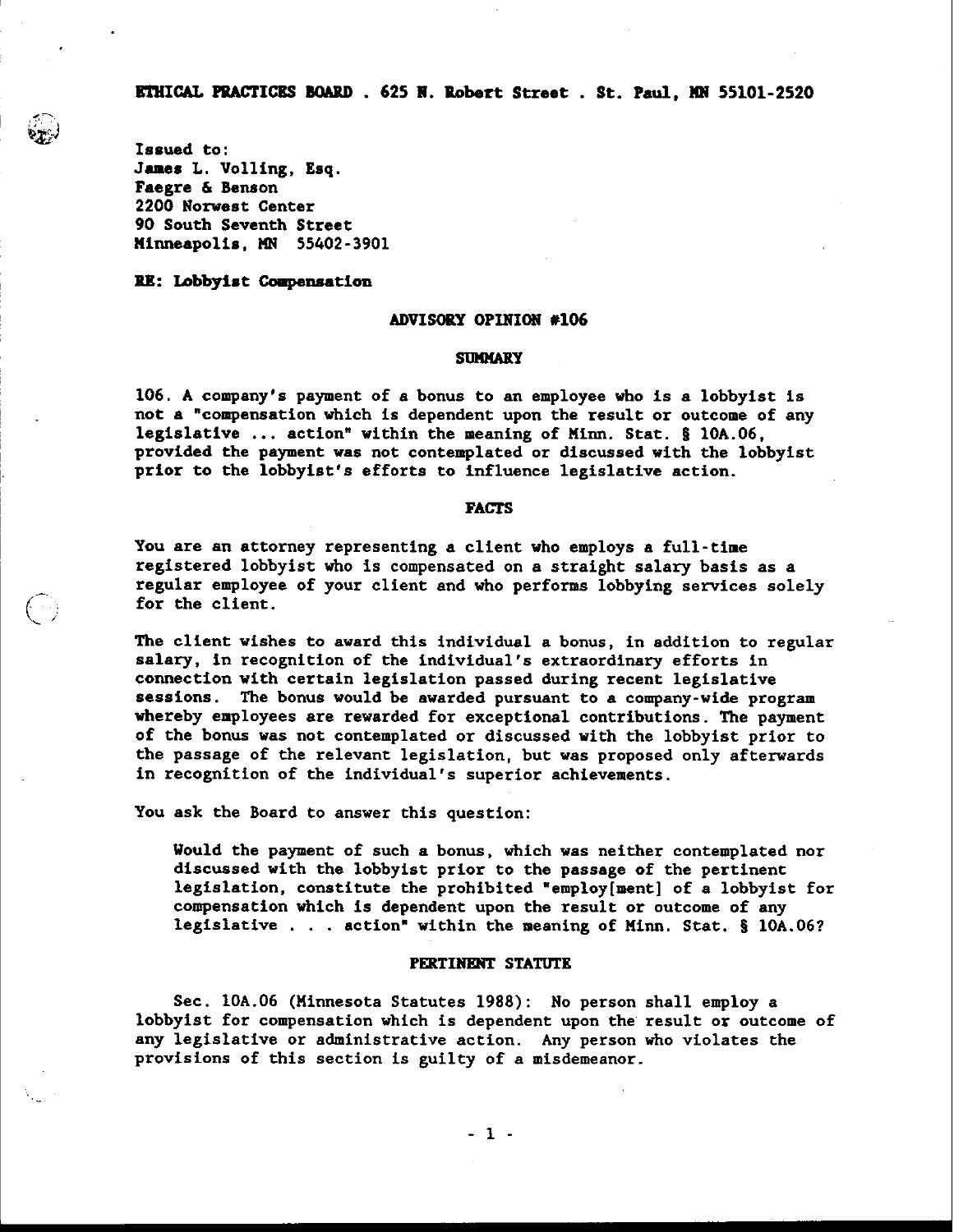**ETHICAL PRACTICES BOARD . 625 N. Robert Street . St. Paul, MN 55101-2520**

Issued to:
James L. Volling, Esq.
Faegre & Benson
2200 Norwest Center
90 South Seventh Street
Minneapolis, MN 55402-3901

**RE: Lobbyist Compensation**

## ADVISORY OPINION #106

### SUMMARY

106. A company's payment of a bonus to an employee who is a lobbyist is not a "compensation which is dependent upon the result or outcome of any legislative ... action" within the meaning of Minn. Stat. § 10A.06, provided the payment was not contemplated or discussed with the lobbyist prior to the lobbyist's efforts to influence legislative action.

### FACTS

You are an attorney representing a client who employs a full-time registered lobbyist who is compensated on a straight salary basis as a regular employee of your client and who performs lobbying services solely for the client.

The client wishes to award this individual a bonus, in addition to regular salary, in recognition of the individual's extraordinary efforts in connection with certain legislation passed during recent legislative sessions. The bonus would be awarded pursuant to a company-wide program whereby employees are rewarded for exceptional contributions. The payment of the bonus was not contemplated or discussed with the lobbyist prior to the passage of the relevant legislation, but was proposed only afterwards in recognition of the individual's superior achievements.

You ask the Board to answer this question:

> Would the payment of such a bonus, which was neither contemplated nor discussed with the lobbyist prior to the passage of the pertinent legislation, constitute the prohibited "employ[ment] of a lobbyist for compensation which is dependent upon the result or outcome of any legislative . . . action" within the meaning of Minn. Stat. § 10A.06?

### PERTINENT STATUTE

Sec. 10A.06 (Minnesota Statutes 1988): No person shall employ a lobbyist for compensation which is dependent upon the result or outcome of any legislative or administrative action. Any person who violates the provisions of this section is guilty of a misdemeanor.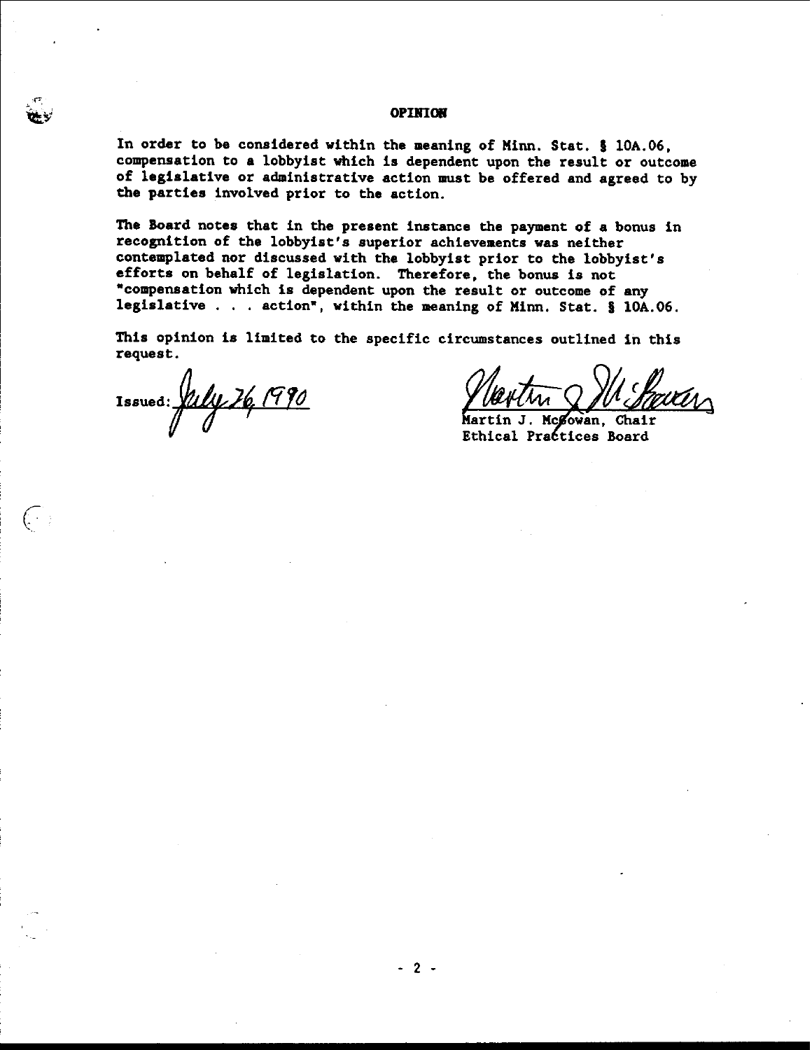## OPINION

In order to be considered within the meaning of Minn. Stat. § 10A.06, compensation to a lobbyist which is dependent upon the result or outcome of legislative or administrative action must be offered and agreed to by the parties involved prior to the action.

The Board notes that in the present instance the payment of a bonus in recognition of the lobbyist's superior achievements was neither contemplated nor discussed with the lobbyist prior to the lobbyist's efforts on behalf of legislation. Therefore, the bonus is not "compensation which is dependent upon the result or outcome of any legislative . . . action", within the meaning of Minn. Stat. § 10A.06.

This opinion is limited to the specific circumstances outlined in this request.

Issued: July 26, 1990

Martin J. McGowan, Chair
Ethical Practices Board